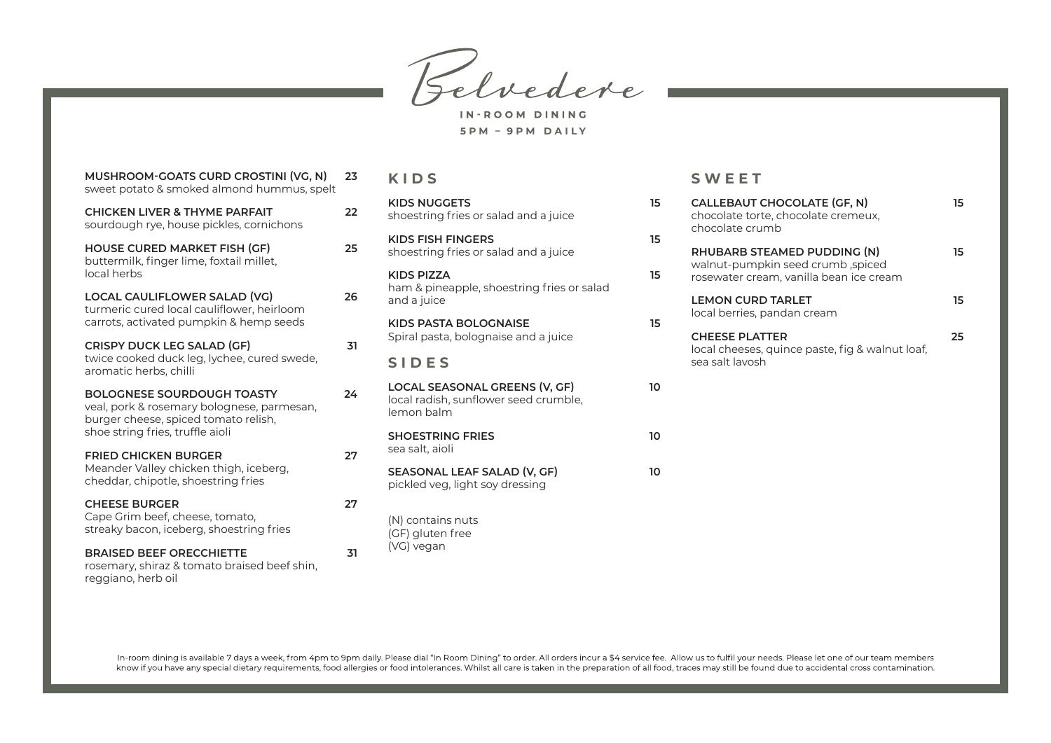# Belvedere

**IN-ROOM DINING**

**5PM – 9PM DAILY**

**MUSHROOM-GOATS CURD CROSTINI (VG, N)** 23
sweet potato & smoked almond hummus, spelt

**CHICKEN LIVER & THYME PARFAIT** 22
sourdough rye, house pickles, cornichons

**HOUSE CURED MARKET FISH (GF)** 25
buttermilk, finger lime, foxtail millet, local herbs

**LOCAL CAULIFLOWER SALAD (VG)** 26
turmeric cured local cauliflower, heirloom carrots, activated pumpkin & hemp seeds

**CRISPY DUCK LEG SALAD (GF)** 31
twice cooked duck leg, lychee, cured swede, aromatic herbs, chilli

**BOLOGNESE SOURDOUGH TOASTY** 24
veal, pork & rosemary bolognese, parmesan, burger cheese, spiced tomato relish, shoe string fries, truffle aioli

**FRIED CHICKEN BURGER** 27
Meander Valley chicken thigh, iceberg, cheddar, chipotle, shoestring fries

**CHEESE BURGER** 27
Cape Grim beef, cheese, tomato, streaky bacon, iceberg, shoestring fries

**BRAISED BEEF ORECCHIETTE** 31
rosemary, shiraz & tomato braised beef shin, reggiano, herb oil

## KIDS

**KIDS NUGGETS** 15
shoestring fries or salad and a juice

**KIDS FISH FINGERS** 15
shoestring fries or salad and a juice

**KIDS PIZZA** 15
ham & pineapple, shoestring fries or salad and a juice

**KIDS PASTA BOLOGNAISE** 15
Spiral pasta, bolognaise and a juice

## SIDES

**LOCAL SEASONAL GREENS (V, GF)** 10
local radish, sunflower seed crumble, lemon balm

**SHOESTRING FRIES** 10
sea salt, aioli

**SEASONAL LEAF SALAD (V, GF)** 10
pickled veg, light soy dressing

(N) contains nuts
(GF) gluten free
(VG) vegan

## SWEET

**CALLEBAUT CHOCOLATE (GF, N)** 15
chocolate torte, chocolate cremeux, chocolate crumb

**RHUBARB STEAMED PUDDING (N)** 15
walnut-pumpkin seed crumb ,spiced rosewater cream, vanilla bean ice cream

**LEMON CURD TARLET** 15
local berries, pandan cream

**CHEESE PLATTER** 25
local cheeses, quince paste, fig & walnut loaf, sea salt lavosh

In-room dining is available 7 days a week, from 4pm to 9pm daily. Please dial "In Room Dining" to order. All orders incur a $4 service fee. Allow us to fulfil your needs. Please let one of our team members know if you have any special dietary requirements, food allergies or food intolerances. Whilst all care is taken in the preparation of all food, traces may still be found due to accidental cross contamination.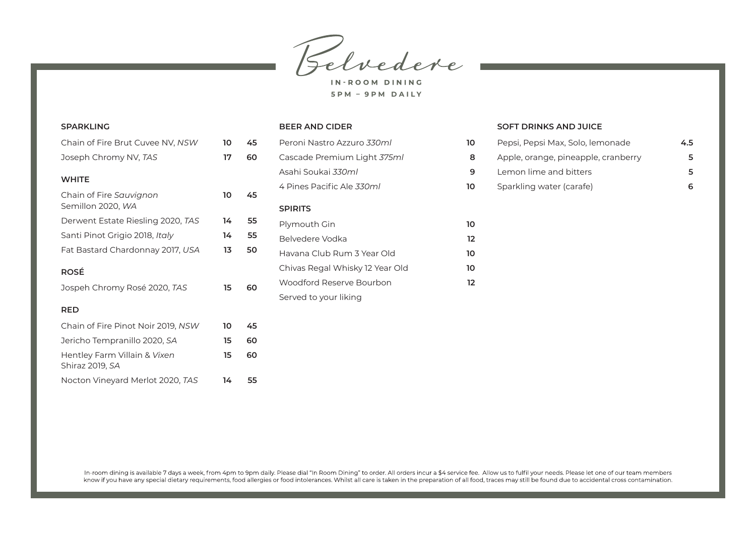# Belvedere

**IN-ROOM DINING**

**5PM – 9PM DAILY**

## SPARKLING

| | | |
|---|---|---|
| Chain of Fire Brut Cuvee NV, *NSW* | **10** | **45** |
| Joseph Chromy NV, *TAS* | **17** | **60** |

## WHITE

| | | |
|---|---|---|
| Chain of Fire *Sauvignon* Semillon 2020, *WA* | **10** | **45** |
| Derwent Estate Riesling 2020, *TAS* | **14** | **55** |
| Santi Pinot Grigio 2018, *Italy* | **14** | **55** |
| Fat Bastard Chardonnay 2017, *USA* | **13** | **50** |

## ROSÉ

| | | |
|---|---|---|
| Jospeh Chromy Rosé 2020, *TAS* | **15** | **60** |

## RED

| | | |
|---|---|---|
| Chain of Fire Pinot Noir 2019, *NSW* | **10** | **45** |
| Jericho Tempranillo 2020, *SA* | **15** | **60** |
| Hentley Farm Villain & *Vixen* Shiraz 2019, *SA* | **15** | **60** |
| Nocton Vineyard Merlot 2020, *TAS* | **14** | **55** |

## BEER AND CIDER

| | |
|---|---|
| Peroni Nastro Azzuro *330ml* | **10** |
| Cascade Premium Light *375ml* | **8** |
| Asahi Soukai *330ml* | **9** |
| 4 Pines Pacific Ale *330ml* | **10** |

## SPIRITS

| | |
|---|---|
| Plymouth Gin | **10** |
| Belvedere Vodka | **12** |
| Havana Club Rum 3 Year Old | **10** |
| Chivas Regal Whisky 12 Year Old | **10** |
| Woodford Reserve Bourbon | **12** |

Served to your liking

## SOFT DRINKS AND JUICE

| | |
|---|---|
| Pepsi, Pepsi Max, Solo, lemonade | **4.5** |
| Apple, orange, pineapple, cranberry | **5** |
| Lemon lime and bitters | **5** |
| Sparkling water (carafe) | **6** |

In-room dining is available 7 days a week, from 4pm to 9pm daily. Please dial "In Room Dining" to order. All orders incur a $4 service fee. Allow us to fulfil your needs. Please let one of our team members know if you have any special dietary requirements, food allergies or food intolerances. Whilst all care is taken in the preparation of all food, traces may still be found due to accidental cross contamination.